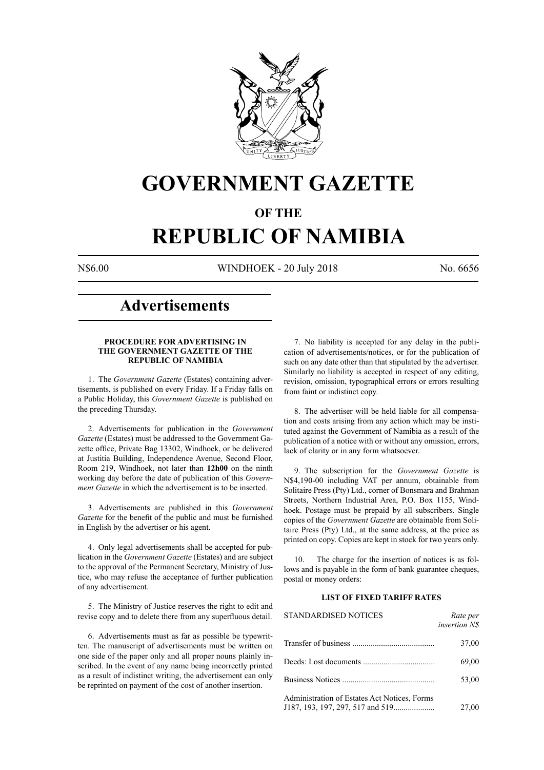# GOVERNMENT GAZETTE

## OF THE

# REPUBLIC OF NAMIBIA

N$6.00 WINDHOEK - 20 July 2018 No. 6656

## Advertisements

### PROCEDURE FOR ADVERTISING IN THE GOVERNMENT GAZETTE OF THE REPUBLIC OF NAMIBIA

1. The *Government Gazette* (Estates) containing advertisements, is published on every Friday. If a Friday falls on a Public Holiday, this *Government Gazette* is published on the preceding Thursday.

2. Advertisements for publication in the *Government Gazette* (Estates) must be addressed to the Government Gazette office, Private Bag 13302, Windhoek, or be delivered at Justitia Building, Independence Avenue, Second Floor, Room 219, Windhoek, not later than **12h00** on the ninth working day before the date of publication of this *Government Gazette* in which the advertisement is to be inserted.

3. Advertisements are published in this *Government Gazette* for the benefit of the public and must be furnished in English by the advertiser or his agent.

4. Only legal advertisements shall be accepted for publication in the *Government Gazette* (Estates) and are subject to the approval of the Permanent Secretary, Ministry of Justice, who may refuse the acceptance of further publication of any advertisement.

5. The Ministry of Justice reserves the right to edit and revise copy and to delete there from any superfluous detail.

6. Advertisements must as far as possible be typewritten. The manuscript of advertisements must be written on one side of the paper only and all proper nouns plainly inscribed. In the event of any name being incorrectly printed as a result of indistinct writing, the advertisement can only be reprinted on payment of the cost of another insertion.

7. No liability is accepted for any delay in the publication of advertisements/notices, or for the publication of such on any date other than that stipulated by the advertiser. Similarly no liability is accepted in respect of any editing, revision, omission, typographical errors or errors resulting from faint or indistinct copy.

8. The advertiser will be held liable for all compensation and costs arising from any action which may be instituted against the Government of Namibia as a result of the publication of a notice with or without any omission, errors, lack of clarity or in any form whatsoever.

9. The subscription for the *Government Gazette* is N$4,190-00 including VAT per annum, obtainable from Solitaire Press (Pty) Ltd., corner of Bonsmara and Brahman Streets, Northern Industrial Area, P.O. Box 1155, Windhoek. Postage must be prepaid by all subscribers. Single copies of the *Government Gazette* are obtainable from Solitaire Press (Pty) Ltd., at the same address, at the price as printed on copy. Copies are kept in stock for two years only.

10. The charge for the insertion of notices is as follows and is payable in the form of bank guarantee cheques, postal or money orders:

### LIST OF FIXED TARIFF RATES

| STANDARDISED NOTICES | *Rate per insertion N$* |
|---|---|
| Transfer of business | 37,00 |
| Deeds: Lost documents | 69,00 |
| Business Notices | 53,00 |
| Administration of Estates Act Notices, Forms J187, 193, 197, 297, 517 and 519 | 27,00 |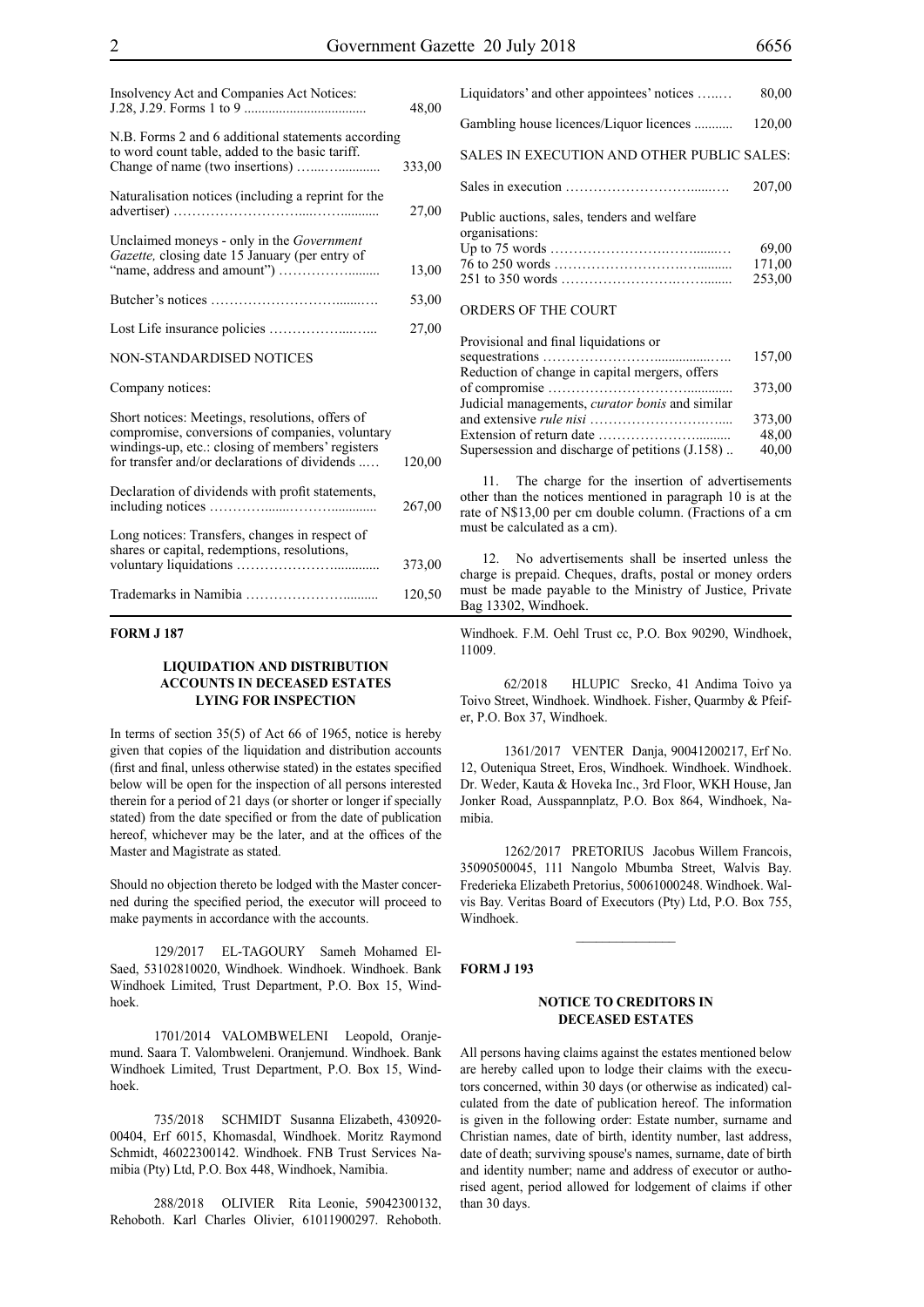| | |
|---|---|
| Insolvency Act and Companies Act Notices: J.28, J.29. Forms 1 to 9 | 48,00 |
| N.B. Forms 2 and 6 additional statements according to word count table, added to the basic tariff. Change of name (two insertions) | 333,00 |
| Naturalisation notices (including a reprint for the advertiser) | 27,00 |
| Unclaimed moneys - only in the *Government Gazette,* closing date 15 January (per entry of "name, address and amount") | 13,00 |
| Butcher's notices | 53,00 |
| Lost Life insurance policies | 27,00 |
| NON-STANDARDISED NOTICES | |
| Company notices: | |
| Short notices: Meetings, resolutions, offers of compromise, conversions of companies, voluntary windings-up, etc.: closing of members' registers for transfer and/or declarations of dividends | 120,00 |
| Declaration of dividends with profit statements, including notices | 267,00 |
| Long notices: Transfers, changes in respect of shares or capital, redemptions, resolutions, voluntary liquidations | 373,00 |
| Trademarks in Namibia | 120,50 |
| Liquidators' and other appointees' notices | 80,00 |
| Gambling house licences/Liquor licences | 120,00 |
| SALES IN EXECUTION AND OTHER PUBLIC SALES: | |
| Sales in execution | 207,00 |
| Public auctions, sales, tenders and welfare organisations: | |
| Up to 75 words | 69,00 |
| 76 to 250 words | 171,00 |
| 251 to 350 words | 253,00 |
| ORDERS OF THE COURT | |
| Provisional and final liquidations or sequestrations | 157,00 |
| Reduction of change in capital mergers, offers of compromise | 373,00 |
| Judicial managements, *curator bonis* and similar and extensive *rule nisi* | 373,00 |
| Extension of return date | 48,00 |
| Supersession and discharge of petitions (J.158) | 40,00 |

11. The charge for the insertion of advertisements other than the notices mentioned in paragraph 10 is at the rate of N$13,00 per cm double column. (Fractions of a cm must be calculated as a cm).

12. No advertisements shall be inserted unless the charge is prepaid. Cheques, drafts, postal or money orders must be made payable to the Ministry of Justice, Private Bag 13302, Windhoek.

**FORM J 187**

**LIQUIDATION AND DISTRIBUTION ACCOUNTS IN DECEASED ESTATES LYING FOR INSPECTION**

In terms of section 35(5) of Act 66 of 1965, notice is hereby given that copies of the liquidation and distribution accounts (first and final, unless otherwise stated) in the estates specified below will be open for the inspection of all persons interested therein for a period of 21 days (or shorter or longer if specially stated) from the date specified or from the date of publication hereof, whichever may be the later, and at the offices of the Master and Magistrate as stated.

Should no objection thereto be lodged with the Master concerned during the specified period, the executor will proceed to make payments in accordance with the accounts.

129/2017 EL-TAGOURY Sameh Mohamed El-Saed, 53102810020, Windhoek. Windhoek. Windhoek. Bank Windhoek Limited, Trust Department, P.O. Box 15, Windhoek.

1701/2014 VALOMBWELENI Leopold, Oranjemund. Saara T. Valombweleni. Oranjemund. Windhoek. Bank Windhoek Limited, Trust Department, P.O. Box 15, Windhoek.

735/2018 SCHMIDT Susanna Elizabeth, 430920-00404, Erf 6015, Khomasdal, Windhoek. Moritz Raymond Schmidt, 46022300142. Windhoek. FNB Trust Services Namibia (Pty) Ltd, P.O. Box 448, Windhoek, Namibia.

288/2018 OLIVIER Rita Leonie, 59042300132, Rehoboth. Karl Charles Olivier, 61011900297. Rehoboth. Windhoek. F.M. Oehl Trust cc, P.O. Box 90290, Windhoek, 11009.

62/2018 HLUPIC Srecko, 41 Andima Toivo ya Toivo Street, Windhoek. Windhoek. Fisher, Quarmby & Pfeifer, P.O. Box 37, Windhoek.

1361/2017 VENTER Danja, 90041200217, Erf No. 12, Outeniqua Street, Eros, Windhoek. Windhoek. Windhoek. Dr. Weder, Kauta & Hoveka Inc., 3rd Floor, WKH House, Jan Jonker Road, Ausspannplatz, P.O. Box 864, Windhoek, Namibia.

1262/2017 PRETORIUS Jacobus Willem Francois, 35090500045, 111 Nangolo Mbumba Street, Walvis Bay. Frederieka Elizabeth Pretorius, 50061000248. Windhoek. Walvis Bay. Veritas Board of Executors (Pty) Ltd, P.O. Box 755, Windhoek.

**FORM J 193**

**NOTICE TO CREDITORS IN DECEASED ESTATES**

All persons having claims against the estates mentioned below are hereby called upon to lodge their claims with the executors concerned, within 30 days (or otherwise as indicated) calculated from the date of publication hereof. The information is given in the following order: Estate number, surname and Christian names, date of birth, identity number, last address, date of death; surviving spouse's names, surname, date of birth and identity number; name and address of executor or authorised agent, period allowed for lodgement of claims if other than 30 days.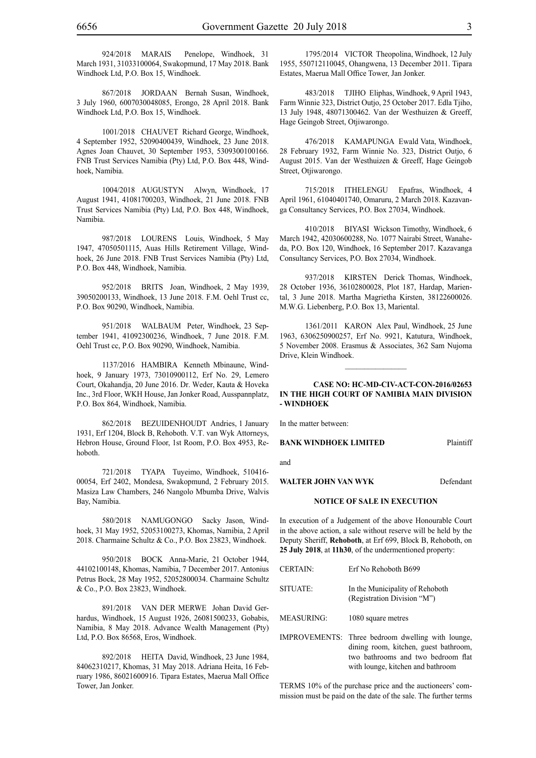924/2018 MARAIS Penelope, Windhoek, 31 March 1931, 31033100064, Swakopmund, 17 May 2018. Bank Windhoek Ltd, P.O. Box 15, Windhoek.

867/2018 JORDAAN Bernah Susan, Windhoek, 3 July 1960, 6007030048085, Erongo, 28 April 2018. Bank Windhoek Ltd, P.O. Box 15, Windhoek.

1001/2018 CHAUVET Richard George, Windhoek, 4 September 1952, 52090400439, Windhoek, 23 June 2018. Agnes Joan Chauvet, 30 September 1953, 5309300100166. FNB Trust Services Namibia (Pty) Ltd, P.O. Box 448, Windhoek, Namibia.

1004/2018 AUGUSTYN Alwyn, Windhoek, 17 August 1941, 41081700203, Windhoek, 21 June 2018. FNB Trust Services Namibia (Pty) Ltd, P.O. Box 448, Windhoek, Namibia.

987/2018 LOURENS Louis, Windhoek, 5 May 1947, 47050501115, Auas Hills Retirement Village, Windhoek, 26 June 2018. FNB Trust Services Namibia (Pty) Ltd, P.O. Box 448, Windhoek, Namibia.

952/2018 BRITS Joan, Windhoek, 2 May 1939, 39050200133, Windhoek, 13 June 2018. F.M. Oehl Trust cc, P.O. Box 90290, Windhoek, Namibia.

951/2018 WALBAUM Peter, Windhoek, 23 September 1941, 41092300236, Windhoek, 7 June 2018. F.M. Oehl Trust cc, P.O. Box 90290, Windhoek, Namibia.

1137/2016 HAMBIRA Kenneth Mbinaune, Windhoek, 9 January 1973, 73010900112, Erf No. 29, Lemero Court, Okahandja, 20 June 2016. Dr. Weder, Kauta & Hoveka Inc., 3rd Floor, WKH House, Jan Jonker Road, Ausspannplatz, P.O. Box 864, Windhoek, Namibia.

862/2018 BEZUIDENHOUDT Andries, 1 January 1931, Erf 1204, Block B, Rehoboth. V.T. van Wyk Attorneys, Hebron House, Ground Floor, 1st Room, P.O. Box 4953, Rehoboth.

721/2018 TYAPA Tuyeimo, Windhoek, 510416-00054, Erf 2402, Mondesa, Swakopmund, 2 February 2015. Masiza Law Chambers, 246 Nangolo Mbumba Drive, Walvis Bay, Namibia.

580/2018 NAMUGONGO Sacky Jason, Windhoek, 31 May 1952, 52053100273, Khomas, Namibia, 2 April 2018. Charmaine Schultz & Co., P.O. Box 23823, Windhoek.

950/2018 BOCK Anna-Marie, 21 October 1944, 44102100148, Khomas, Namibia, 7 December 2017. Antonius Petrus Bock, 28 May 1952, 52052800034. Charmaine Schultz & Co., P.O. Box 23823, Windhoek.

891/2018 VAN DER MERWE Johan David Gerhardus, Windhoek, 15 August 1926, 26081500233, Gobabis, Namibia, 8 May 2018. Advance Wealth Management (Pty) Ltd, P.O. Box 86568, Eros, Windhoek.

892/2018 HEITA David, Windhoek, 23 June 1984, 84062310217, Khomas, 31 May 2018. Adriana Heita, 16 February 1986, 86021600916. Tipara Estates, Maerua Mall Office Tower, Jan Jonker.

1795/2014 VICTOR Theopolina, Windhoek, 12 July 1955, 550712110045, Ohangwena, 13 December 2011. Tipara Estates, Maerua Mall Office Tower, Jan Jonker.

483/2018 TJIHO Eliphas, Windhoek, 9 April 1943, Farm Winnie 323, District Outjo, 25 October 2017. Edla Tjiho, 13 July 1948, 48071300462. Van der Westhuizen & Greeff, Hage Geingob Street, Otjiwarongo.

476/2018 KAMAPUNGA Ewald Vata, Windhoek, 28 February 1932, Farm Winnie No. 323, District Outjo, 6 August 2015. Van der Westhuizen & Greeff, Hage Geingob Street, Otjiwarongo.

715/2018 ITHELENGU Epafras, Windhoek, 4 April 1961, 61040401740, Omaruru, 2 March 2018. Kazavanga Consultancy Services, P.O. Box 27034, Windhoek.

410/2018 BIYASI Wickson Timothy, Windhoek, 6 March 1942, 42030600288, No. 1077 Nairabi Street, Wanaheda, P.O. Box 120, Windhoek, 16 September 2017. Kazavanga Consultancy Services, P.O. Box 27034, Windhoek.

937/2018 KIRSTEN Derick Thomas, Windhoek, 28 October 1936, 36102800028, Plot 187, Hardap, Mariental, 3 June 2018. Martha Magrietha Kirsten, 38122600026. M.W.G. Liebenberg, P.O. Box 13, Mariental.

1361/2011 KARON Alex Paul, Windhoek, 25 June 1963, 6306250900257, Erf No. 9921, Katutura, Windhoek, 5 November 2008. Erasmus & Associates, 362 Sam Nujoma Drive, Klein Windhoek.

---

**CASE NO: HC-MD-CIV-ACT-CON-2016/02653**
**IN THE HIGH COURT OF NAMIBIA MAIN DIVISION - WINDHOEK**

In the matter between:

**BANK WINDHOEK LIMITED** Plaintiff

and

**WALTER JOHN VAN WYK** Defendant

**NOTICE OF SALE IN EXECUTION**

In execution of a Judgement of the above Honourable Court in the above action, a sale without reserve will be held by the Deputy Sheriff, **Rehoboth**, at Erf 699, Block B, Rehoboth, on **25 July 2018**, at **11h30**, of the undermentioned property:

| | |
|---|---|
| CERTAIN: | Erf No Rehoboth B699 |
| SITUATE: | In the Municipality of Rehoboth (Registration Division "M") |
| MEASURING: | 1080 square metres |
| IMPROVEMENTS: | Three bedroom dwelling with lounge, dining room, kitchen, guest bathroom, two bathrooms and two bedroom flat with lounge, kitchen and bathroom |

TERMS 10% of the purchase price and the auctioneers' commission must be paid on the date of the sale. The further terms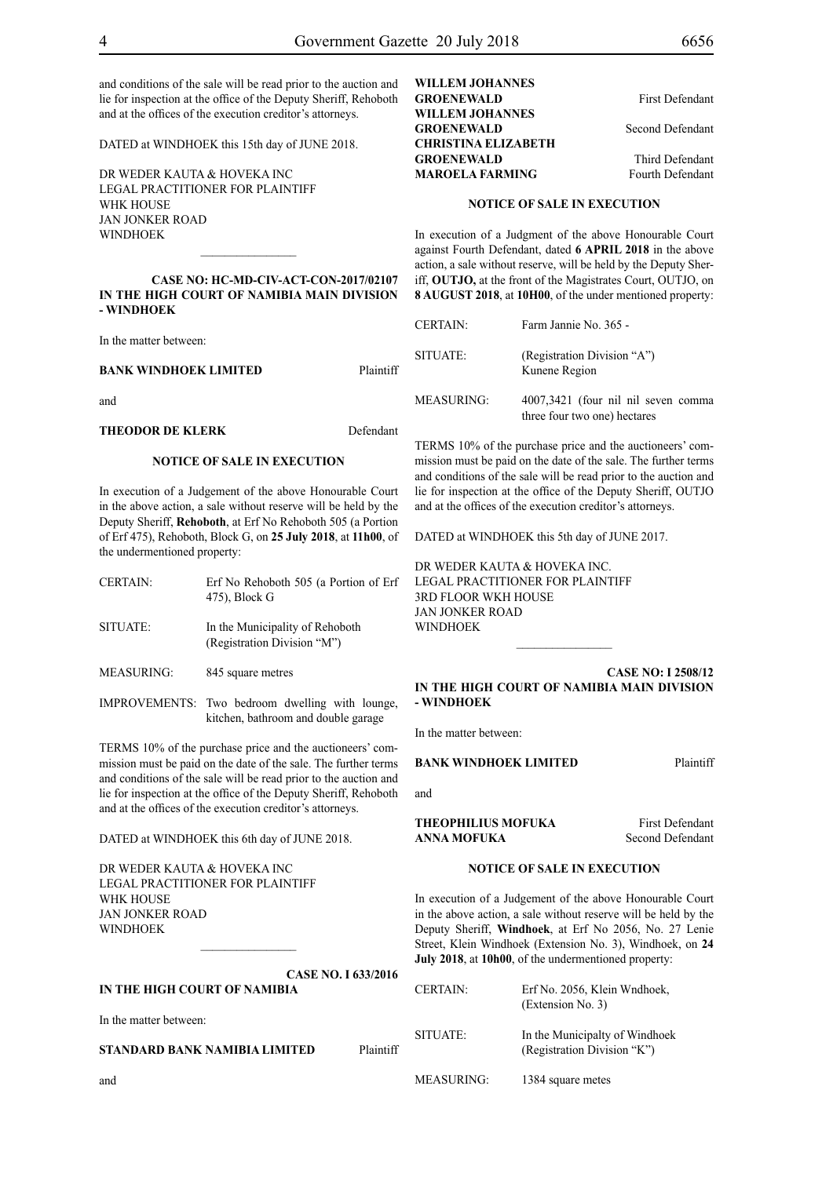and conditions of the sale will be read prior to the auction and lie for inspection at the office of the Deputy Sheriff, Rehoboth and at the offices of the execution creditor's attorneys.

DATED at WINDHOEK this 15th day of JUNE 2018.

DR WEDER KAUTA & HOVEKA INC
LEGAL PRACTITIONER FOR PLAINTIFF
WHK HOUSE
JAN JONKER ROAD
WINDHOEK

---

**CASE NO: HC-MD-CIV-ACT-CON-2017/02107**
**IN THE HIGH COURT OF NAMIBIA MAIN DIVISION - WINDHOEK**

In the matter between:

**BANK WINDHOEK LIMITED** Plaintiff

and

**THEODOR DE KLERK** Defendant

**NOTICE OF SALE IN EXECUTION**

In execution of a Judgement of the above Honourable Court in the above action, a sale without reserve will be held by the Deputy Sheriff, **Rehoboth**, at Erf No Rehoboth 505 (a Portion of Erf 475), Rehoboth, Block G, on **25 July 2018**, at **11h00**, of the undermentioned property:

| | |
|---|---|
| CERTAIN: | Erf No Rehoboth 505 (a Portion of Erf 475), Block G |
| SITUATE: | In the Municipality of Rehoboth (Registration Division "M") |
| MEASURING: | 845 square metres |
| IMPROVEMENTS: | Two bedroom dwelling with lounge, kitchen, bathroom and double garage |

TERMS 10% of the purchase price and the auctioneers' commission must be paid on the date of the sale. The further terms and conditions of the sale will be read prior to the auction and lie for inspection at the office of the Deputy Sheriff, Rehoboth and at the offices of the execution creditor's attorneys.

DATED at WINDHOEK this 6th day of JUNE 2018.

DR WEDER KAUTA & HOVEKA INC
LEGAL PRACTITIONER FOR PLAINTIFF
WHK HOUSE
JAN JONKER ROAD
WINDHOEK

---

**CASE NO. I 633/2016**
**IN THE HIGH COURT OF NAMIBIA**

In the matter between:

**STANDARD BANK NAMIBIA LIMITED** Plaintiff

and

**WILLEM JOHANNES GROENEWALD** First Defendant
**WILLEM JOHANNES GROENEWALD** Second Defendant
**CHRISTINA ELIZABETH GROENEWALD** Third Defendant
**MAROELA FARMING** Fourth Defendant

**NOTICE OF SALE IN EXECUTION**

In execution of a Judgment of the above Honourable Court against Fourth Defendant, dated **6 APRIL 2018** in the above action, a sale without reserve, will be held by the Deputy Sheriff, **OUTJO,** at the front of the Magistrates Court, OUTJO, on **8 AUGUST 2018**, at **10H00**, of the under mentioned property:

| | |
|---|---|
| CERTAIN: | Farm Jannie No. 365 - |
| SITUATE: | (Registration Division "A") Kunene Region |
| MEASURING: | 4007,3421 (four nil nil seven comma three four two one) hectares |

TERMS 10% of the purchase price and the auctioneers' commission must be paid on the date of the sale. The further terms and conditions of the sale will be read prior to the auction and lie for inspection at the office of the Deputy Sheriff, OUTJO and at the offices of the execution creditor's attorneys.

DATED at WINDHOEK this 5th day of JUNE 2017.

DR WEDER KAUTA & HOVEKA INC.
LEGAL PRACTITIONER FOR PLAINTIFF
3RD FLOOR WKH HOUSE
JAN JONKER ROAD
WINDHOEK

---

**CASE NO: I 2508/12**
**IN THE HIGH COURT OF NAMIBIA MAIN DIVISION - WINDHOEK**

In the matter between:

**BANK WINDHOEK LIMITED** Plaintiff

and

**THEOPHILIUS MOFUKA** First Defendant
**ANNA MOFUKA** Second Defendant

**NOTICE OF SALE IN EXECUTION**

In execution of a Judgement of the above Honourable Court in the above action, a sale without reserve will be held by the Deputy Sheriff, **Windhoek**, at Erf No 2056, No. 27 Lenie Street, Klein Windhoek (Extension No. 3), Windhoek, on **24 July 2018**, at **10h00**, of the undermentioned property:

| | |
|---|---|
| CERTAIN: | Erf No. 2056, Klein Wndhoek, (Extension No. 3) |
| SITUATE: | In the Municipalty of Windhoek (Registration Division "K") |
| MEASURING: | 1384 square metes |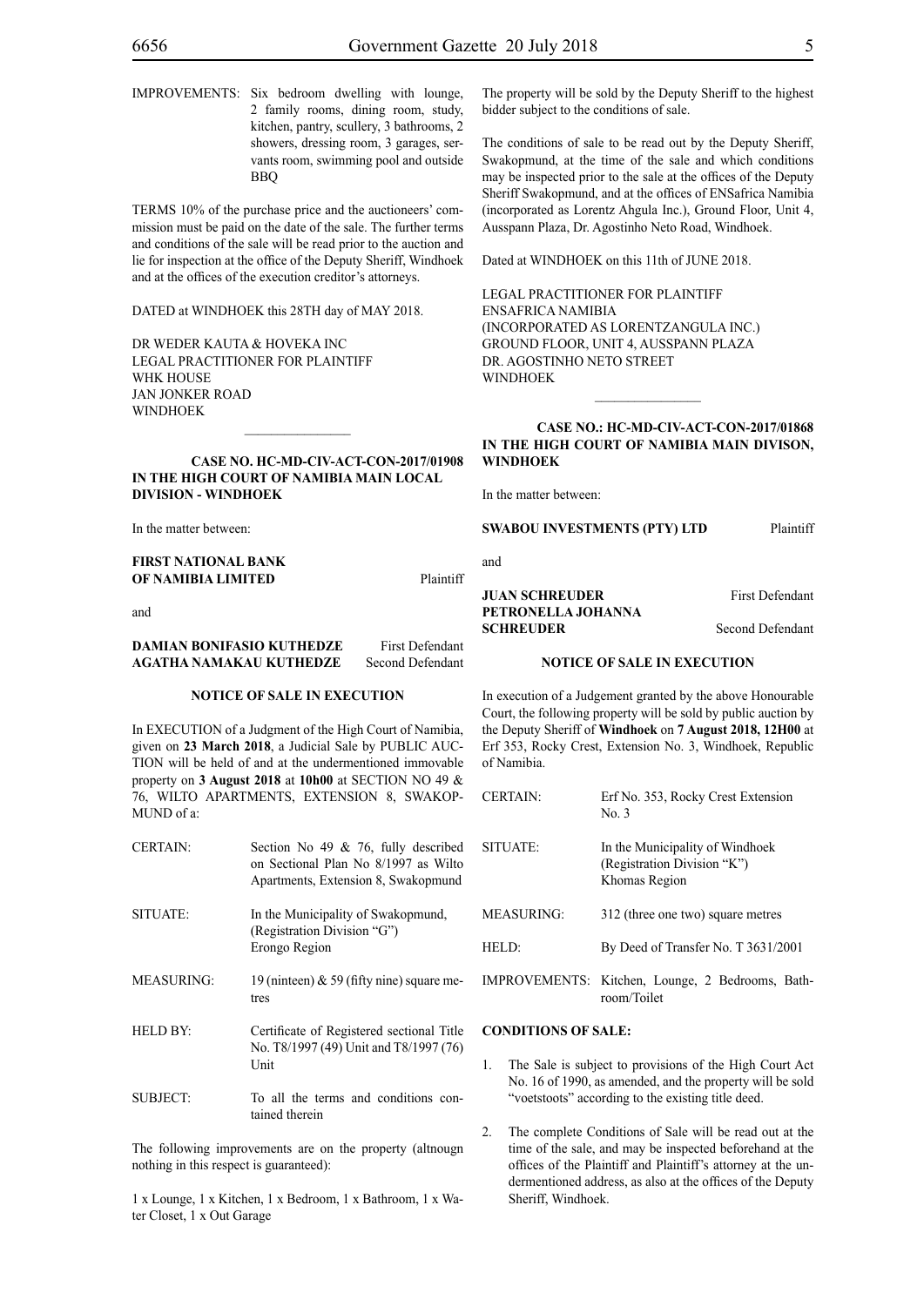| | |
|---|---|
| IMPROVEMENTS: | Six bedroom dwelling with lounge, 2 family rooms, dining room, study, kitchen, pantry, scullery, 3 bathrooms, 2 showers, dressing room, 3 garages, servants room, swimming pool and outside BBQ |

TERMS 10% of the purchase price and the auctioneers' commission must be paid on the date of the sale. The further terms and conditions of the sale will be read prior to the auction and lie for inspection at the office of the Deputy Sheriff, Windhoek and at the offices of the execution creditor's attorneys.

DATED at WINDHOEK this 28TH day of MAY 2018.

DR WEDER KAUTA & HOVEKA INC
LEGAL PRACTITIONER FOR PLAINTIFF
WHK HOUSE
JAN JONKER ROAD
WINDHOEK

---

**CASE NO. HC-MD-CIV-ACT-CON-2017/01908**
**IN THE HIGH COURT OF NAMIBIA MAIN LOCAL DIVISION - WINDHOEK**

In the matter between:

**FIRST NATIONAL BANK OF NAMIBIA LIMITED** — Plaintiff

and

**DAMIAN BONIFASIO KUTHEDZE** — First Defendant
**AGATHA NAMAKAU KUTHEDZE** — Second Defendant

**NOTICE OF SALE IN EXECUTION**

In EXECUTION of a Judgment of the High Court of Namibia, given on **23 March 2018**, a Judicial Sale by PUBLIC AUCTION will be held of and at the undermentioned immovable property on **3 August 2018** at **10h00** at SECTION NO 49 & 76, WILTO APARTMENTS, EXTENSION 8, SWAKOPMUND of a:

| | |
|---|---|
| CERTAIN: | Section No 49 & 76, fully described on Sectional Plan No 8/1997 as Wilto Apartments, Extension 8, Swakopmund |
| SITUATE: | In the Municipality of Swakopmund, (Registration Division "G") Erongo Region |
| MEASURING: | 19 (ninteen) & 59 (fifty nine) square metres |
| HELD BY: | Certificate of Registered sectional Title No. T8/1997 (49) Unit and T8/1997 (76) Unit |
| SUBJECT: | To all the terms and conditions contained therein |

The following improvements are on the property (altnougn nothing in this respect is guaranteed):

1 x Lounge, 1 x Kitchen, 1 x Bedroom, 1 x Bathroom, 1 x Water Closet, 1 x Out Garage

The property will be sold by the Deputy Sheriff to the highest bidder subject to the conditions of sale.

The conditions of sale to be read out by the Deputy Sheriff, Swakopmund, at the time of the sale and which conditions may be inspected prior to the sale at the offices of the Deputy Sheriff Swakopmund, and at the offices of ENSafrica Namibia (incorporated as Lorentz Ahgula Inc.), Ground Floor, Unit 4, Ausspann Plaza, Dr. Agostinho Neto Road, Windhoek.

Dated at WINDHOEK on this 11th of JUNE 2018.

LEGAL PRACTITIONER FOR PLAINTIFF
ENSAFRICA NAMIBIA
(INCORPORATED AS LORENTZANGULA INC.)
GROUND FLOOR, UNIT 4, AUSSPANN PLAZA
DR. AGOSTINHO NETO STREET
WINDHOEK

---

**CASE NO.: HC-MD-CIV-ACT-CON-2017/01868**
**IN THE HIGH COURT OF NAMIBIA MAIN DIVISON, WINDHOEK**

In the matter between:

**SWABOU INVESTMENTS (PTY) LTD** — Plaintiff

and

**JUAN SCHREUDER** — First Defendant
**PETRONELLA JOHANNA SCHREUDER** — Second Defendant

**NOTICE OF SALE IN EXECUTION**

In execution of a Judgement granted by the above Honourable Court, the following property will be sold by public auction by the Deputy Sheriff of **Windhoek** on **7 August 2018, 12H00** at Erf 353, Rocky Crest, Extension No. 3, Windhoek, Republic of Namibia.

| | |
|---|---|
| CERTAIN: | Erf No. 353, Rocky Crest Extension No. 3 |
| SITUATE: | In the Municipality of Windhoek (Registration Division "K") Khomas Region |
| MEASURING: | 312 (three one two) square metres |
| HELD: | By Deed of Transfer No. T 3631/2001 |
| IMPROVEMENTS: | Kitchen, Lounge, 2 Bedrooms, Bathroom/Toilet |

**CONDITIONS OF SALE:**

1. The Sale is subject to provisions of the High Court Act No. 16 of 1990, as amended, and the property will be sold "voetstoots" according to the existing title deed.

2. The complete Conditions of Sale will be read out at the time of the sale, and may be inspected beforehand at the offices of the Plaintiff and Plaintiff's attorney at the undermentioned address, as also at the offices of the Deputy Sheriff, Windhoek.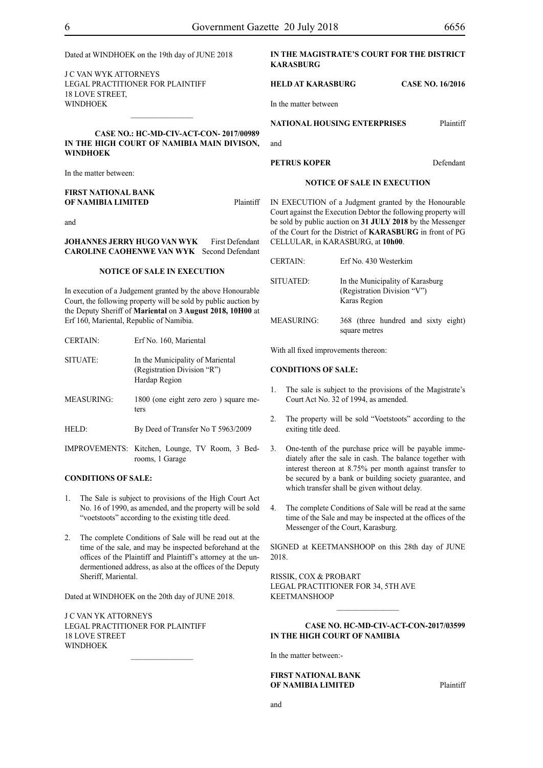Dated at WINDHOEK on the 19th day of JUNE 2018

J C VAN WYK ATTORNEYS
LEGAL PRACTITIONER FOR PLAINTIFF
18 LOVE STREET,
WINDHOEK

---

**CASE NO.: HC-MD-CIV-ACT-CON- 2017/00989**
**IN THE HIGH COURT OF NAMIBIA MAIN DIVISON, WINDHOEK**

In the matter between:

**FIRST NATIONAL BANK OF NAMIBIA LIMITED** Plaintiff

and

**JOHANNES JERRY HUGO VAN WYK** First Defendant
**CAROLINE CAOHENWE VAN WYK** Second Defendant

**NOTICE OF SALE IN EXECUTION**

In execution of a Judgement granted by the above Honourable Court, the following property will be sold by public auction by the Deputy Sheriff of **Mariental** on **3 August 2018, 10H00** at Erf 160, Mariental, Republic of Namibia.

| | |
|---|---|
| CERTAIN: | Erf No. 160, Mariental |
| SITUATE: | In the Municipality of Mariental (Registration Division "R") Hardap Region |
| MEASURING: | 1800 (one eight zero zero ) square meters |
| HELD: | By Deed of Transfer No T 5963/2009 |
| IMPROVEMENTS: | Kitchen, Lounge, TV Room, 3 Bedrooms, 1 Garage |

**CONDITIONS OF SALE:**

1. The Sale is subject to provisions of the High Court Act No. 16 of 1990, as amended, and the property will be sold "voetstoots" according to the existing title deed.
2. The complete Conditions of Sale will be read out at the time of the sale, and may be inspected beforehand at the offices of the Plaintiff and Plaintiff's attorney at the undermentioned address, as also at the offices of the Deputy Sheriff, Mariental.

Dated at WINDHOEK on the 20th day of JUNE 2018.

J C VAN YK ATTORNEYS
LEGAL PRACTITIONER FOR PLAINTIFF
18 LOVE STREET
WINDHOEK

---

**IN THE MAGISTRATE'S COURT FOR THE DISTRICT KARASBURG**

**HELD AT KARASBURG** **CASE NO. 16/2016**

In the matter between

**NATIONAL HOUSING ENTERPRISES** Plaintiff

and

**PETRUS KOPER** Defendant

**NOTICE OF SALE IN EXECUTION**

IN EXECUTION of a Judgment granted by the Honourable Court against the Execution Debtor the following property will be sold by public auction on **31 JULY 2018** by the Messenger of the Court for the District of **KARASBURG** in front of PG CELLULAR, in KARASBURG, at **10h00**.

| | |
|---|---|
| CERTAIN: | Erf No. 430 Westerkim |
| SITUATED: | In the Municipality of Karasburg (Registration Division "V") Karas Region |
| MEASURING: | 368 (three hundred and sixty eight) square metres |

With all fixed improvements thereon:

**CONDITIONS OF SALE:**

1. The sale is subject to the provisions of the Magistrate's Court Act No. 32 of 1994, as amended.
2. The property will be sold "Voetstoots" according to the exiting title deed.
3. One-tenth of the purchase price will be payable immediately after the sale in cash. The balance together with interest thereon at 8.75% per month against transfer to be secured by a bank or building society guarantee, and which transfer shall be given without delay.
4. The complete Conditions of Sale will be read at the same time of the Sale and may be inspected at the offices of the Messenger of the Court, Karasburg.

SIGNED at KEETMANSHOOP on this 28th day of JUNE 2018.

RISSIK, COX & PROBART
LEGAL PRACTITIONER FOR 34, 5TH AVE
KEETMANSHOOP

---

**CASE NO. HC-MD-CIV-ACT-CON-2017/03599**
**IN THE HIGH COURT OF NAMIBIA**

In the matter between:-

**FIRST NATIONAL BANK OF NAMIBIA LIMITED** Plaintiff

and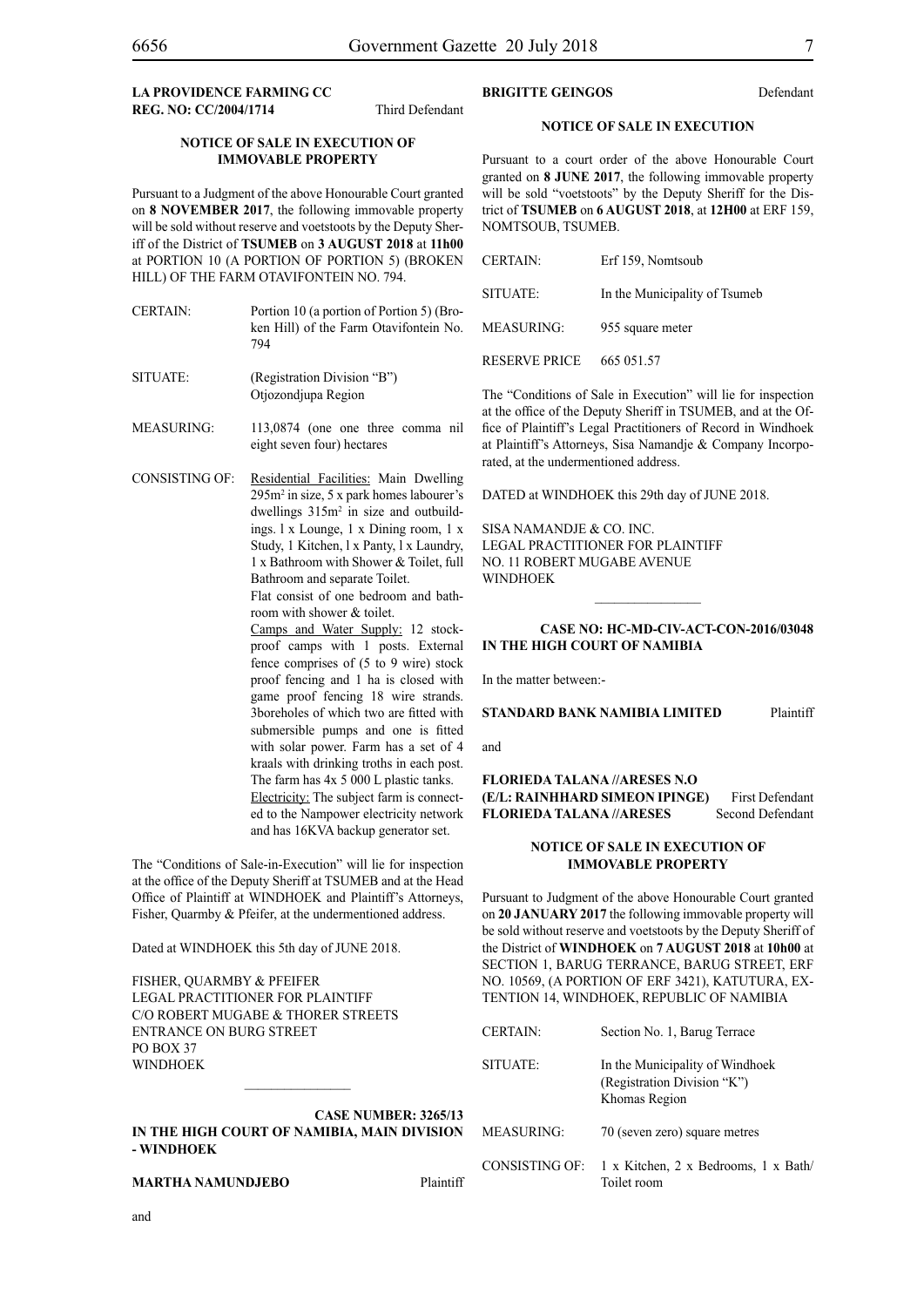**LA PROVIDENCE FARMING CC**
**REG. NO: CC/2004/1714** Third Defendant

**NOTICE OF SALE IN EXECUTION OF IMMOVABLE PROPERTY**

Pursuant to a Judgment of the above Honourable Court granted on **8 NOVEMBER 2017**, the following immovable property will be sold without reserve and voetstoots by the Deputy Sheriff of the District of **TSUMEB** on **3 AUGUST 2018** at **11h00** at PORTION 10 (A PORTION OF PORTION 5) (BROKEN HILL) OF THE FARM OTAVIFONTEIN NO. 794.

| | |
|---|---|
| CERTAIN: | Portion 10 (a portion of Portion 5) (Broken Hill) of the Farm Otavifontein No. 794 |
| SITUATE: | (Registration Division "B") Otjozondjupa Region |
| MEASURING: | 113,0874 (one one three comma nil eight seven four) hectares |
| CONSISTING OF: | Residential Facilities: Main Dwelling 295m² in size, 5 x park homes labourer's dwellings 315m² in size and outbuildings. l x Lounge, 1 x Dining room, 1 x Study, 1 Kitchen, l x Panty, l x Laundry, 1 x Bathroom with Shower & Toilet, full Bathroom and separate Toilet. Flat consist of one bedroom and bathroom with shower & toilet. Camps and Water Supply: 12 stockproof camps with 1 posts. External fence comprises of (5 to 9 wire) stock proof fencing and 1 ha is closed with game proof fencing 18 wire strands. 3boreholes of which two are fitted with submersible pumps and one is fitted with solar power. Farm has a set of 4 kraals with drinking troths in each post. The farm has 4x 5 000 L plastic tanks. Electricity: The subject farm is connected to the Nampower electricity network and has 16KVA backup generator set. |

The "Conditions of Sale-in-Execution" will lie for inspection at the office of the Deputy Sheriff at TSUMEB and at the Head Office of Plaintiff at WINDHOEK and Plaintiff's Attorneys, Fisher, Quarmby & Pfeifer, at the undermentioned address.

Dated at WINDHOEK this 5th day of JUNE 2018.

FISHER, QUARMBY & PFEIFER
LEGAL PRACTITIONER FOR PLAINTIFF
C/O ROBERT MUGABE & THORER STREETS
ENTRANCE ON BURG STREET
PO BOX 37
WINDHOEK

---

**CASE NUMBER: 3265/13**
**IN THE HIGH COURT OF NAMIBIA, MAIN DIVISION - WINDHOEK**

**MARTHA NAMUNDJEBO** Plaintiff

and

**BRIGITTE GEINGOS** Defendant

**NOTICE OF SALE IN EXECUTION**

Pursuant to a court order of the above Honourable Court granted on **8 JUNE 2017**, the following immovable property will be sold "voetstoots" by the Deputy Sheriff for the District of **TSUMEB** on **6 AUGUST 2018**, at **12H00** at ERF 159, NOMTSOUB, TSUMEB.

| | |
|---|---|
| CERTAIN: | Erf 159, Nomtsoub |
| SITUATE: | In the Municipality of Tsumeb |
| MEASURING: | 955 square meter |
| RESERVE PRICE | 665 051.57 |

The "Conditions of Sale in Execution" will lie for inspection at the office of the Deputy Sheriff in TSUMEB, and at the Office of Plaintiff's Legal Practitioners of Record in Windhoek at Plaintiff's Attorneys, Sisa Namandje & Company Incorporated, at the undermentioned address.

DATED at WINDHOEK this 29th day of JUNE 2018.

SISA NAMANDJE & CO. INC.
LEGAL PRACTITIONER FOR PLAINTIFF
NO. 11 ROBERT MUGABE AVENUE
WINDHOEK

---

**CASE NO: HC-MD-CIV-ACT-CON-2016/03048**
**IN THE HIGH COURT OF NAMIBIA**

In the matter between:-

**STANDARD BANK NAMIBIA LIMITED** Plaintiff

and

**FLORIEDA TALANA //ARESES N.O**
**(E/L: RAINHHARD SIMEON IPINGE)** First Defendant
**FLORIEDA TALANA //ARESES** Second Defendant

**NOTICE OF SALE IN EXECUTION OF IMMOVABLE PROPERTY**

Pursuant to Judgment of the above Honourable Court granted on **20 JANUARY 2017** the following immovable property will be sold without reserve and voetstoots by the Deputy Sheriff of the District of **WINDHOEK** on **7 AUGUST 2018** at **10h00** at SECTION 1, BARUG TERRANCE, BARUG STREET, ERF NO. 10569, (A PORTION OF ERF 3421), KATUTURA, EXTENTION 14, WINDHOEK, REPUBLIC OF NAMIBIA

| | |
|---|---|
| CERTAIN: | Section No. 1, Barug Terrace |
| SITUATE: | In the Municipality of Windhoek (Registration Division "K") Khomas Region |
| MEASURING: | 70 (seven zero) square metres |
| CONSISTING OF: | 1 x Kitchen, 2 x Bedrooms, 1 x Bath/ Toilet room |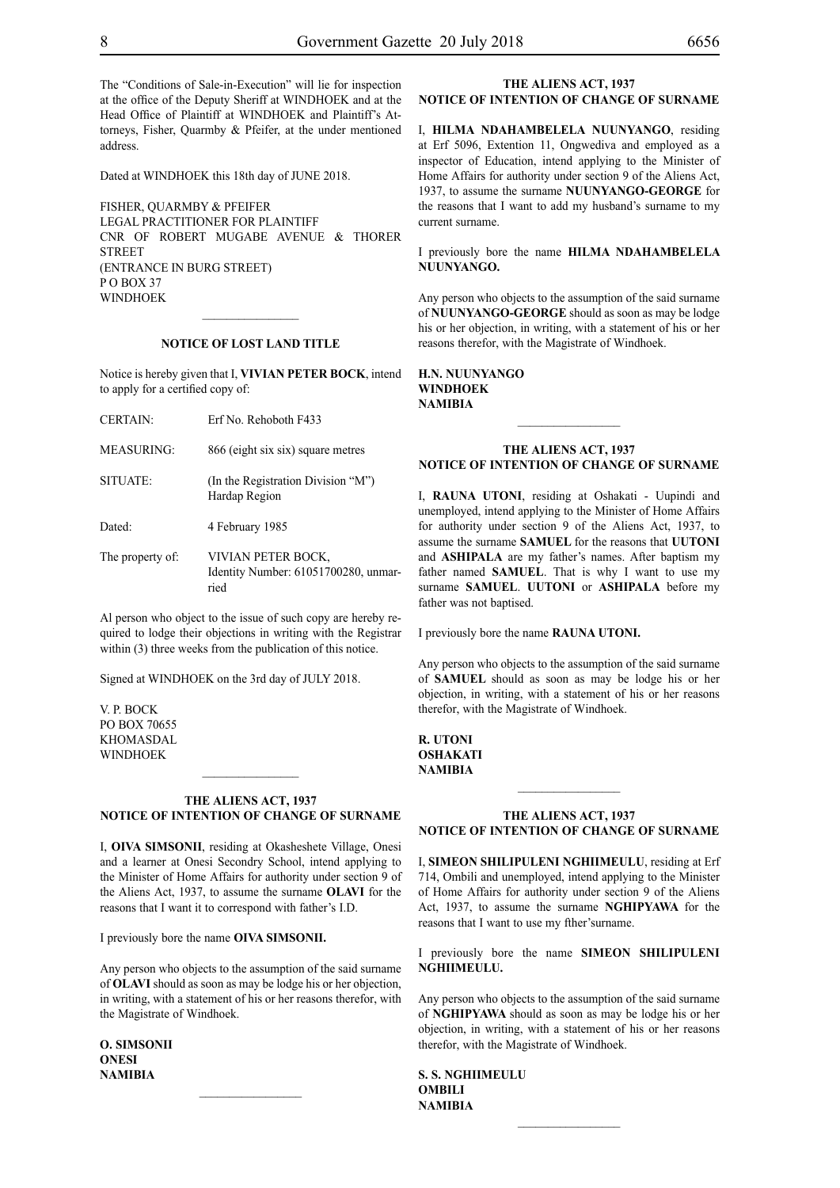The "Conditions of Sale-in-Execution" will lie for inspection at the office of the Deputy Sheriff at WINDHOEK and at the Head Office of Plaintiff at WINDHOEK and Plaintiff's Attorneys, Fisher, Quarmby & Pfeifer, at the under mentioned address.

Dated at WINDHOEK this 18th day of JUNE 2018.

FISHER, QUARMBY & PFEIFER
LEGAL PRACTITIONER FOR PLAINTIFF
CNR OF ROBERT MUGABE AVENUE & THORER STREET
(ENTRANCE IN BURG STREET)
P O BOX 37
WINDHOEK

---

## NOTICE OF LOST LAND TITLE

Notice is hereby given that I, **VIVIAN PETER BOCK**, intend to apply for a certified copy of:

| | |
|---|---|
| CERTAIN: | Erf No. Rehoboth F433 |
| MEASURING: | 866 (eight six six) square metres |
| SITUATE: | (In the Registration Division "M") Hardap Region |
| Dated: | 4 February 1985 |
| The property of: | VIVIAN PETER BOCK, Identity Number: 61051700280, unmarried |

Al person who object to the issue of such copy are hereby required to lodge their objections in writing with the Registrar within (3) three weeks from the publication of this notice.

Signed at WINDHOEK on the 3rd day of JULY 2018.

V. P. BOCK
PO BOX 70655
KHOMASDAL
WINDHOEK

---

## THE ALIENS ACT, 1937
## NOTICE OF INTENTION OF CHANGE OF SURNAME

I, **OIVA SIMSONII**, residing at Okasheshete Village, Onesi and a learner at Onesi Secondry School, intend applying to the Minister of Home Affairs for authority under section 9 of the Aliens Act, 1937, to assume the surname **OLAVI** for the reasons that I want it to correspond with father's I.D.

I previously bore the name **OIVA SIMSONII.**

Any person who objects to the assumption of the said surname of **OLAVI** should as soon as may be lodge his or her objection, in writing, with a statement of his or her reasons therefor, with the Magistrate of Windhoek.

**O. SIMSONII**
**ONESI**
**NAMIBIA**

---

## THE ALIENS ACT, 1937
## NOTICE OF INTENTION OF CHANGE OF SURNAME

I, **HILMA NDAHAMBELELA NUUNYANGO**, residing at Erf 5096, Extention 11, Ongwediva and employed as a inspector of Education, intend applying to the Minister of Home Affairs for authority under section 9 of the Aliens Act, 1937, to assume the surname **NUUNYANGO-GEORGE** for the reasons that I want to add my husband's surname to my current surname.

I previously bore the name **HILMA NDAHAMBELELA NUUNYANGO.**

Any person who objects to the assumption of the said surname of **NUUNYANGO-GEORGE** should as soon as may be lodge his or her objection, in writing, with a statement of his or her reasons therefor, with the Magistrate of Windhoek.

**H.N. NUUNYANGO**
**WINDHOEK**
**NAMIBIA**

---

## THE ALIENS ACT, 1937
## NOTICE OF INTENTION OF CHANGE OF SURNAME

I, **RAUNA UTONI**, residing at Oshakati - Uupindi and unemployed, intend applying to the Minister of Home Affairs for authority under section 9 of the Aliens Act, 1937, to assume the surname **SAMUEL** for the reasons that **UUTONI** and **ASHIPALA** are my father's names. After baptism my father named **SAMUEL**. That is why I want to use my surname **SAMUEL**. **UUTONI** or **ASHIPALA** before my father was not baptised.

I previously bore the name **RAUNA UTONI.**

Any person who objects to the assumption of the said surname of **SAMUEL** should as soon as may be lodge his or her objection, in writing, with a statement of his or her reasons therefor, with the Magistrate of Windhoek.

**R. UTONI**
**OSHAKATI**
**NAMIBIA**

---

## THE ALIENS ACT, 1937
## NOTICE OF INTENTION OF CHANGE OF SURNAME

I, **SIMEON SHILIPULENI NGHIIMEULU**, residing at Erf 714, Ombili and unemployed, intend applying to the Minister of Home Affairs for authority under section 9 of the Aliens Act, 1937, to assume the surname **NGHIPYAWA** for the reasons that I want to use my fther'surname.

I previously bore the name **SIMEON SHILIPULENI NGHIIMEULU.**

Any person who objects to the assumption of the said surname of **NGHIPYAWA** should as soon as may be lodge his or her objection, in writing, with a statement of his or her reasons therefor, with the Magistrate of Windhoek.

**S. S. NGHIIMEULU**
**OMBILI**
**NAMIBIA**

---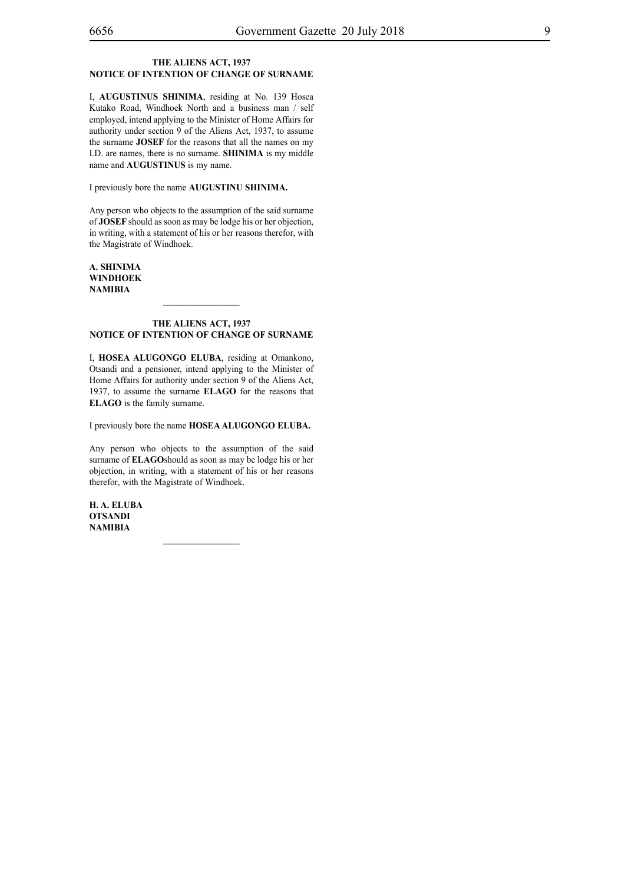**THE ALIENS ACT, 1937**
**NOTICE OF INTENTION OF CHANGE OF SURNAME**

I, **AUGUSTINUS SHINIMA**, residing at No. 139 Hosea Kutako Road, Windhoek North and a business man / self employed, intend applying to the Minister of Home Affairs for authority under section 9 of the Aliens Act, 1937, to assume the surname **JOSEF** for the reasons that all the names on my I.D. are names, there is no surname. **SHINIMA** is my middle name and **AUGUSTINUS** is my name.

I previously bore the name **AUGUSTINU SHINIMA.**

Any person who objects to the assumption of the said surname of **JOSEF** should as soon as may be lodge his or her objection, in writing, with a statement of his or her reasons therefor, with the Magistrate of Windhoek.

**A. SHINIMA**
**WINDHOEK**
**NAMIBIA**

---

**THE ALIENS ACT, 1937**
**NOTICE OF INTENTION OF CHANGE OF SURNAME**

I, **HOSEA ALUGONGO ELUBA**, residing at Omankono, Otsandi and a pensioner, intend applying to the Minister of Home Affairs for authority under section 9 of the Aliens Act, 1937, to assume the surname **ELAGO** for the reasons that **ELAGO** is the family surname.

I previously bore the name **HOSEA ALUGONGO ELUBA.**

Any person who objects to the assumption of the said surname of **ELAGO**should as soon as may be lodge his or her objection, in writing, with a statement of his or her reasons therefor, with the Magistrate of Windhoek.

**H. A. ELUBA**
**OTSANDI**
**NAMIBIA**

---